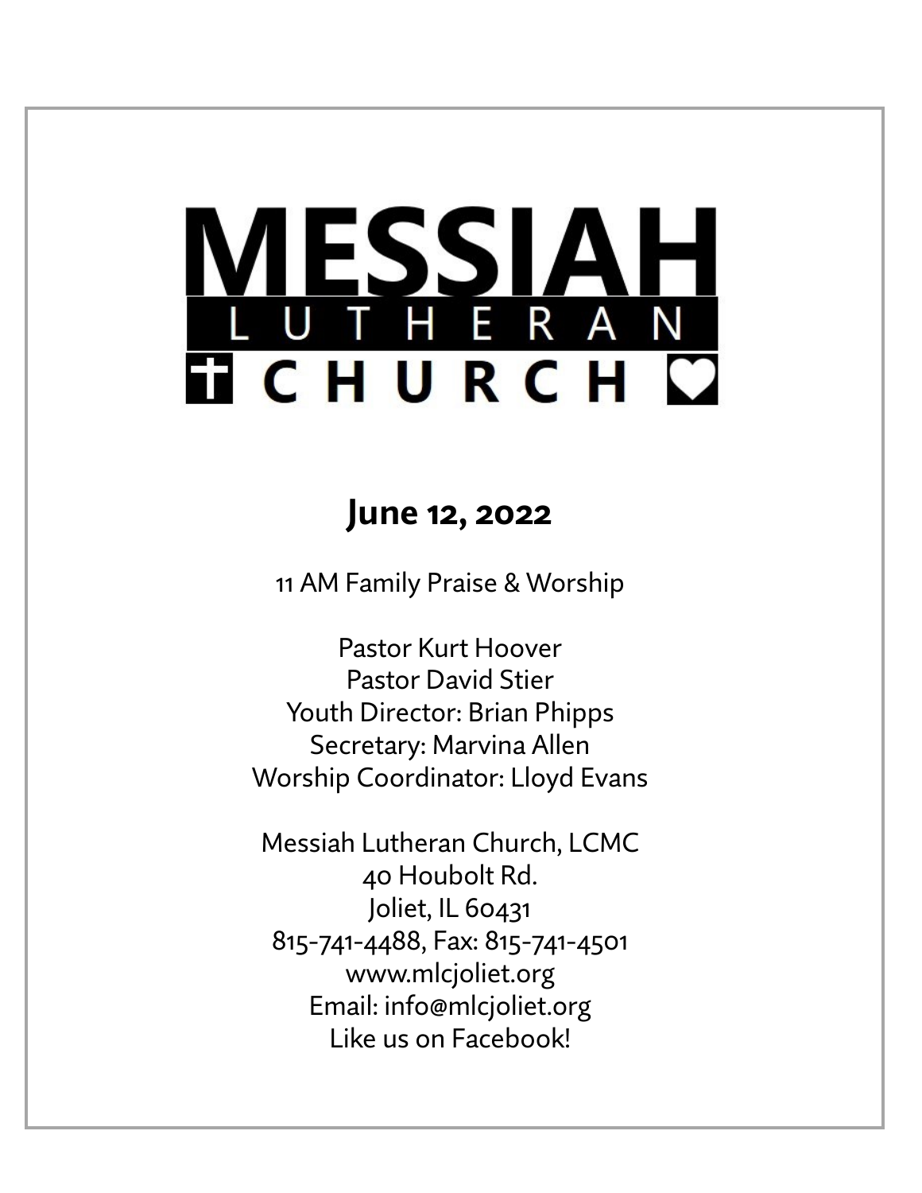# MESSIAH LUTHERAN CHURCH

## June 12, 2022

11 AM Family Praise & Worship

Pastor Kurt Hoover
Pastor David Stier
Youth Director: Brian Phipps
Secretary: Marvina Allen
Worship Coordinator: Lloyd Evans

Messiah Lutheran Church, LCMC
40 Houbolt Rd.
Joliet, IL 60431
815-741-4488, Fax: 815-741-4501
www.mlcjoliet.org
Email: info@mlcjoliet.org
Like us on Facebook!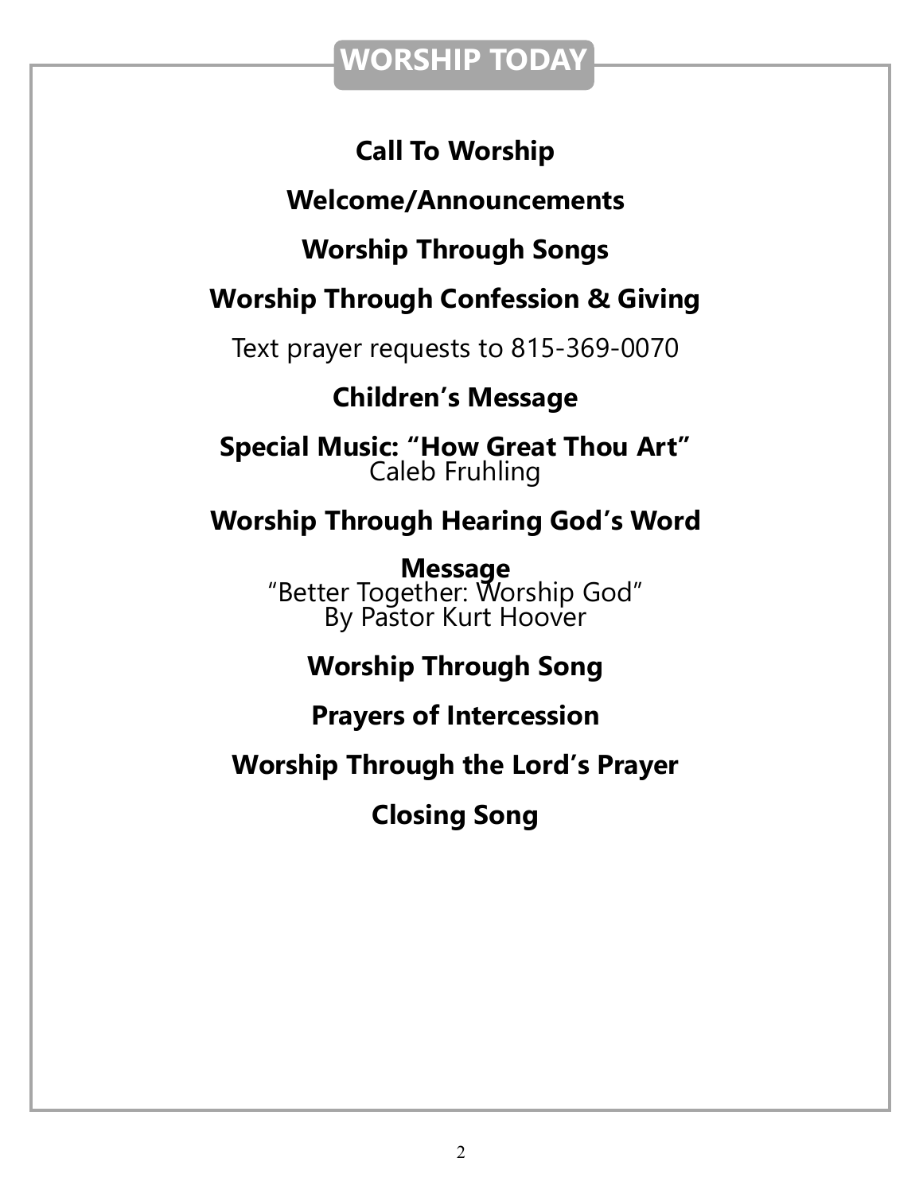## WORSHIP TODAY

**Call To Worship**

**Welcome/Announcements**

**Worship Through Songs**

**Worship Through Confession & Giving**

Text prayer requests to 815-369-0070

**Children's Message**

**Special Music: "How Great Thou Art"**
Caleb Fruhling

**Worship Through Hearing God's Word**

**Message**
"Better Together: Worship God"
By Pastor Kurt Hoover

**Worship Through Song**

**Prayers of Intercession**

**Worship Through the Lord's Prayer**

**Closing Song**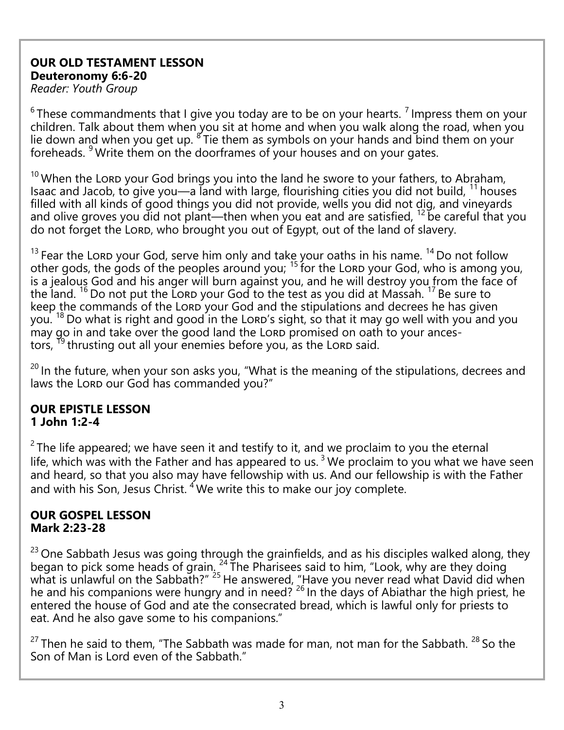**OUR OLD TESTAMENT LESSON**
**Deuteronomy 6:6-20**
*Reader: Youth Group*

[6] These commandments that I give you today are to be on your hearts. [7] Impress them on your children. Talk about them when you sit at home and when you walk along the road, when you lie down and when you get up. [8] Tie them as symbols on your hands and bind them on your foreheads. [9] Write them on the doorframes of your houses and on your gates.

[10] When the Lord your God brings you into the land he swore to your fathers, to Abraham, Isaac and Jacob, to give you—a land with large, flourishing cities you did not build, [11] houses filled with all kinds of good things you did not provide, wells you did not dig, and vineyards and olive groves you did not plant—then when you eat and are satisfied, [12] be careful that you do not forget the Lord, who brought you out of Egypt, out of the land of slavery.

[13] Fear the Lord your God, serve him only and take your oaths in his name. [14] Do not follow other gods, the gods of the peoples around you; [15] for the Lord your God, who is among you, is a jealous God and his anger will burn against you, and he will destroy you from the face of the land. [16] Do not put the Lord your God to the test as you did at Massah. [17] Be sure to keep the commands of the Lord your God and the stipulations and decrees he has given you. [18] Do what is right and good in the Lord's sight, so that it may go well with you and you may go in and take over the good land the Lord promised on oath to your ancestors, [19] thrusting out all your enemies before you, as the Lord said.

[20] In the future, when your son asks you, "What is the meaning of the stipulations, decrees and laws the Lord our God has commanded you?"

**OUR EPISTLE LESSON**
**1 John 1:2-4**

[2] The life appeared; we have seen it and testify to it, and we proclaim to you the eternal life, which was with the Father and has appeared to us. [3] We proclaim to you what we have seen and heard, so that you also may have fellowship with us. And our fellowship is with the Father and with his Son, Jesus Christ. [4] We write this to make our joy complete.

**OUR GOSPEL LESSON**
**Mark 2:23-28**

[23] One Sabbath Jesus was going through the grainfields, and as his disciples walked along, they began to pick some heads of grain. [24] The Pharisees said to him, "Look, why are they doing what is unlawful on the Sabbath?" [25] He answered, "Have you never read what David did when he and his companions were hungry and in need? [26] In the days of Abiathar the high priest, he entered the house of God and ate the consecrated bread, which is lawful only for priests to eat. And he also gave some to his companions."

[27] Then he said to them, "The Sabbath was made for man, not man for the Sabbath. [28] So the Son of Man is Lord even of the Sabbath."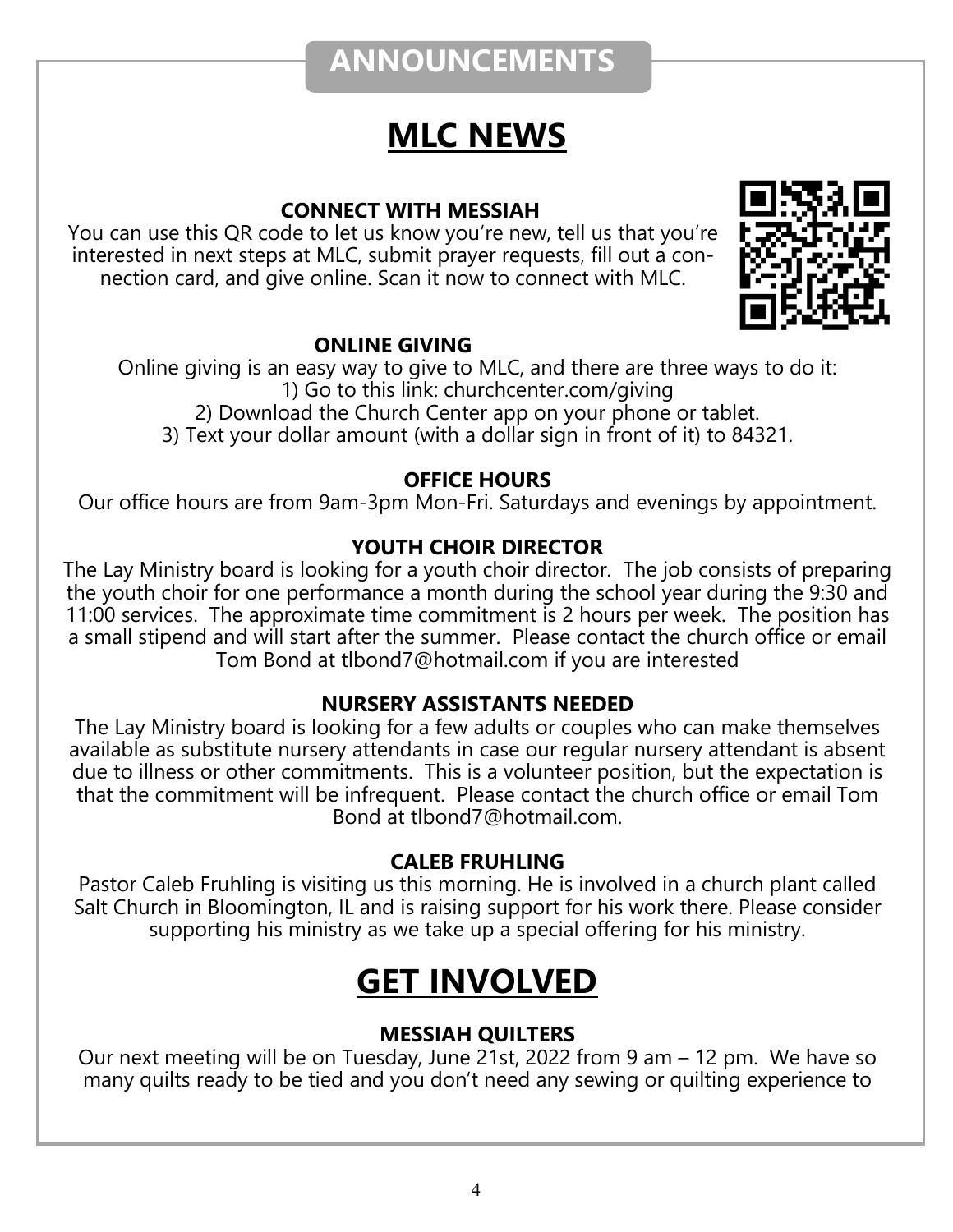# ANNOUNCEMENTS

## MLC NEWS

### CONNECT WITH MESSIAH

You can use this QR code to let us know you're new, tell us that you're interested in next steps at MLC, submit prayer requests, fill out a connection card, and give online. Scan it now to connect with MLC.

### ONLINE GIVING

Online giving is an easy way to give to MLC, and there are three ways to do it:

1) Go to this link: churchcenter.com/giving
2) Download the Church Center app on your phone or tablet.
3) Text your dollar amount (with a dollar sign in front of it) to 84321.

### OFFICE HOURS

Our office hours are from 9am-3pm Mon-Fri. Saturdays and evenings by appointment.

### YOUTH CHOIR DIRECTOR

The Lay Ministry board is looking for a youth choir director. The job consists of preparing the youth choir for one performance a month during the school year during the 9:30 and 11:00 services. The approximate time commitment is 2 hours per week. The position has a small stipend and will start after the summer. Please contact the church office or email Tom Bond at tlbond7@hotmail.com if you are interested

### NURSERY ASSISTANTS NEEDED

The Lay Ministry board is looking for a few adults or couples who can make themselves available as substitute nursery attendants in case our regular nursery attendant is absent due to illness or other commitments. This is a volunteer position, but the expectation is that the commitment will be infrequent. Please contact the church office or email Tom Bond at tlbond7@hotmail.com.

### CALEB FRUHLING

Pastor Caleb Fruhling is visiting us this morning. He is involved in a church plant called Salt Church in Bloomington, IL and is raising support for his work there. Please consider supporting his ministry as we take up a special offering for his ministry.

## GET INVOLVED

### MESSIAH QUILTERS

Our next meeting will be on Tuesday, June 21st, 2022 from 9 am – 12 pm. We have so many quilts ready to be tied and you don't need any sewing or quilting experience to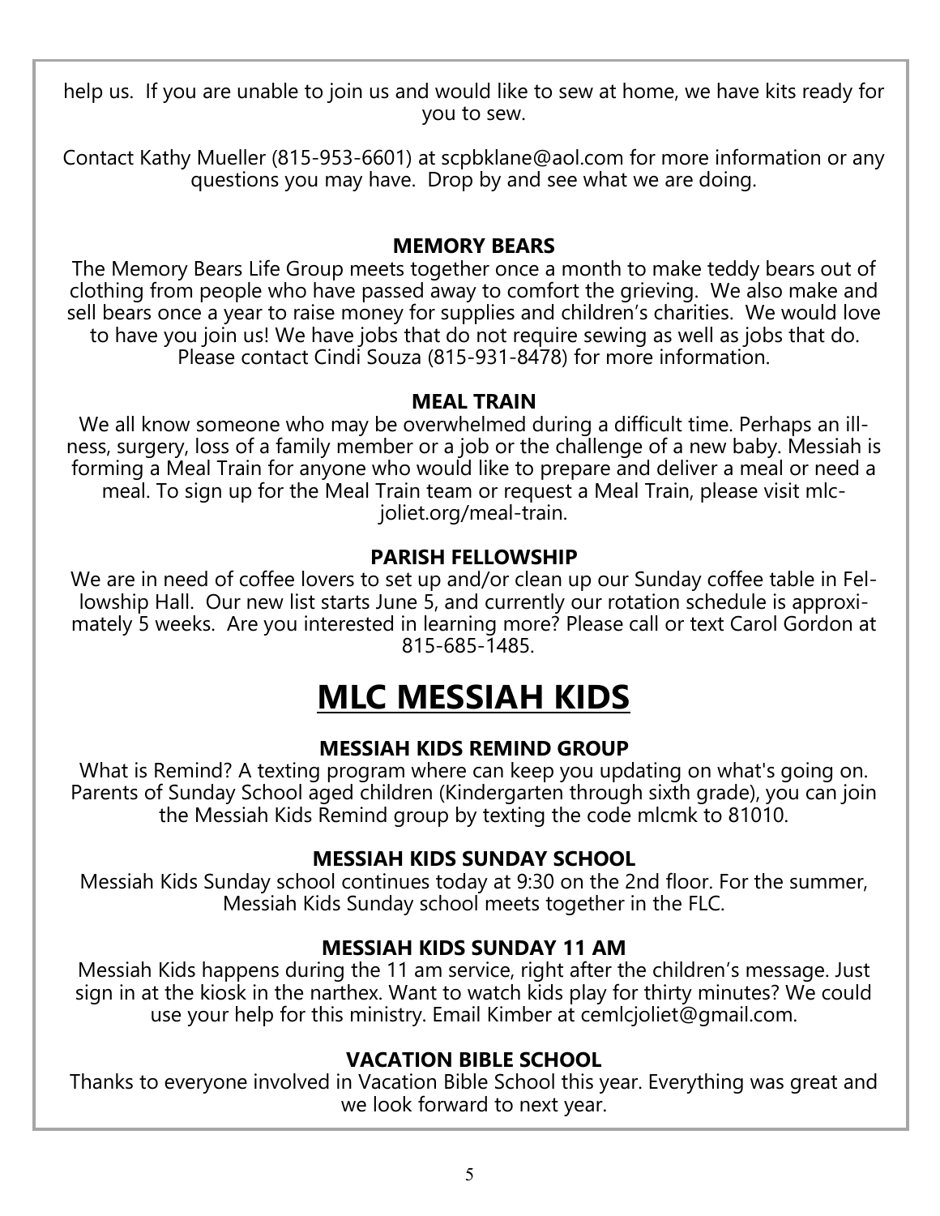help us. If you are unable to join us and would like to sew at home, we have kits ready for you to sew.

Contact Kathy Mueller (815-953-6601) at scpbklane@aol.com for more information or any questions you may have. Drop by and see what we are doing.

### MEMORY BEARS

The Memory Bears Life Group meets together once a month to make teddy bears out of clothing from people who have passed away to comfort the grieving. We also make and sell bears once a year to raise money for supplies and children's charities. We would love to have you join us! We have jobs that do not require sewing as well as jobs that do. Please contact Cindi Souza (815-931-8478) for more information.

### MEAL TRAIN

We all know someone who may be overwhelmed during a difficult time. Perhaps an illness, surgery, loss of a family member or a job or the challenge of a new baby. Messiah is forming a Meal Train for anyone who would like to prepare and deliver a meal or need a meal. To sign up for the Meal Train team or request a Meal Train, please visit mlc-joliet.org/meal-train.

### PARISH FELLOWSHIP

We are in need of coffee lovers to set up and/or clean up our Sunday coffee table in Fellowship Hall. Our new list starts June 5, and currently our rotation schedule is approximately 5 weeks. Are you interested in learning more? Please call or text Carol Gordon at 815-685-1485.

# MLC MESSIAH KIDS

### MESSIAH KIDS REMIND GROUP

What is Remind? A texting program where can keep you updating on what's going on. Parents of Sunday School aged children (Kindergarten through sixth grade), you can join the Messiah Kids Remind group by texting the code mlcmk to 81010.

### MESSIAH KIDS SUNDAY SCHOOL

Messiah Kids Sunday school continues today at 9:30 on the 2nd floor. For the summer, Messiah Kids Sunday school meets together in the FLC.

### MESSIAH KIDS SUNDAY 11 AM

Messiah Kids happens during the 11 am service, right after the children's message. Just sign in at the kiosk in the narthex. Want to watch kids play for thirty minutes? We could use your help for this ministry. Email Kimber at cemlcjoliet@gmail.com.

### VACATION BIBLE SCHOOL

Thanks to everyone involved in Vacation Bible School this year. Everything was great and we look forward to next year.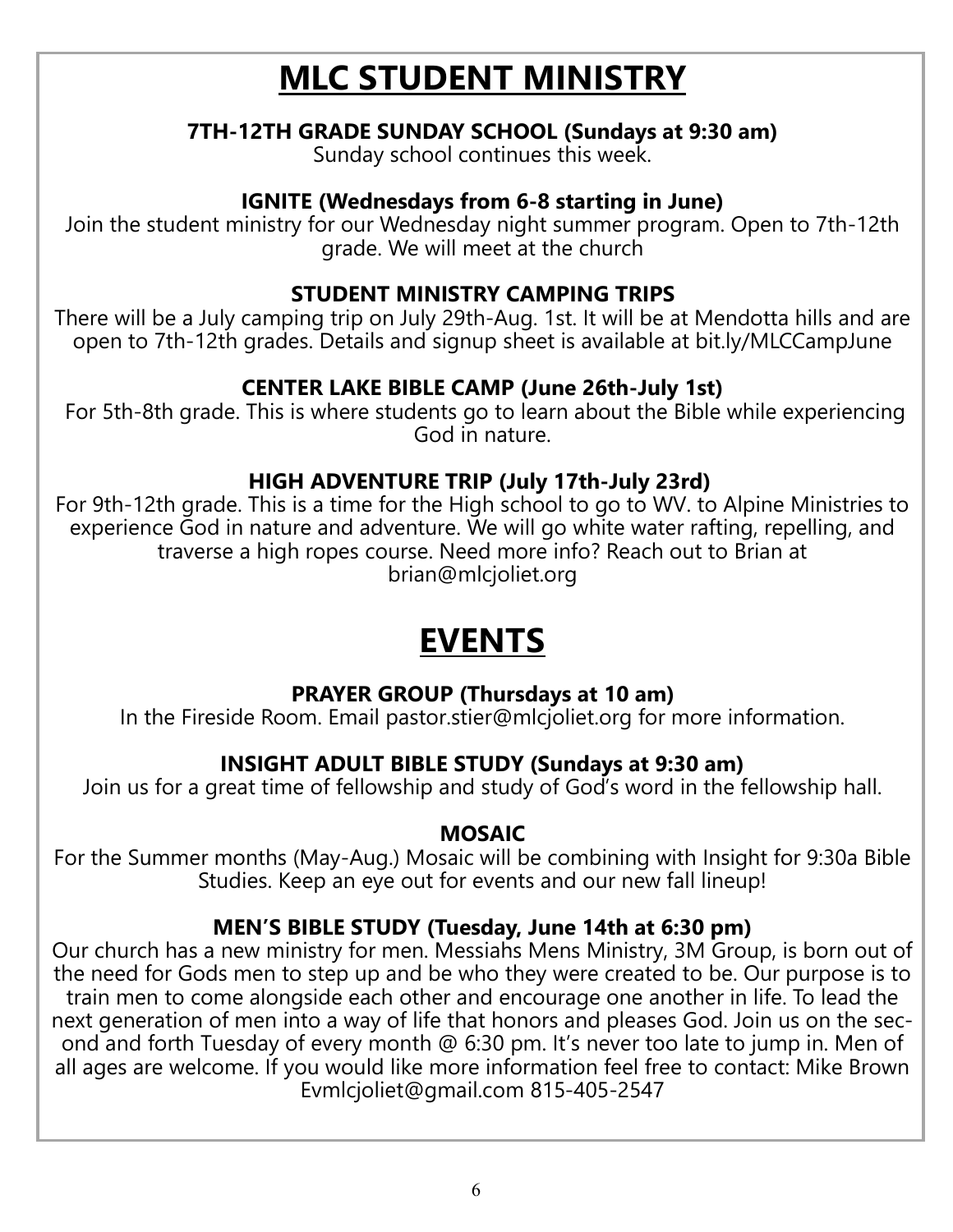# MLC STUDENT MINISTRY

### 7TH-12TH GRADE SUNDAY SCHOOL (Sundays at 9:30 am)

Sunday school continues this week.

### IGNITE (Wednesdays from 6-8 starting in June)

Join the student ministry for our Wednesday night summer program. Open to 7th-12th grade. We will meet at the church

### STUDENT MINISTRY CAMPING TRIPS

There will be a July camping trip on July 29th-Aug. 1st. It will be at Mendotta hills and are open to 7th-12th grades. Details and signup sheet is available at bit.ly/MLCCampJune

### CENTER LAKE BIBLE CAMP (June 26th-July 1st)

For 5th-8th grade. This is where students go to learn about the Bible while experiencing God in nature.

### HIGH ADVENTURE TRIP (July 17th-July 23rd)

For 9th-12th grade. This is a time for the High school to go to WV. to Alpine Ministries to experience God in nature and adventure. We will go white water rafting, repelling, and traverse a high ropes course. Need more info? Reach out to Brian at brian@mlcjoliet.org

# EVENTS

### PRAYER GROUP (Thursdays at 10 am)

In the Fireside Room. Email pastor.stier@mlcjoliet.org for more information.

### INSIGHT ADULT BIBLE STUDY (Sundays at 9:30 am)

Join us for a great time of fellowship and study of God's word in the fellowship hall.

### MOSAIC

For the Summer months (May-Aug.) Mosaic will be combining with Insight for 9:30a Bible Studies. Keep an eye out for events and our new fall lineup!

### MEN'S BIBLE STUDY (Tuesday, June 14th at 6:30 pm)

Our church has a new ministry for men. Messiahs Mens Ministry, 3M Group, is born out of the need for Gods men to step up and be who they were created to be. Our purpose is to train men to come alongside each other and encourage one another in life. To lead the next generation of men into a way of life that honors and pleases God. Join us on the second and forth Tuesday of every month @ 6:30 pm. It's never too late to jump in. Men of all ages are welcome. If you would like more information feel free to contact: Mike Brown Evmlcjoliet@gmail.com 815-405-2547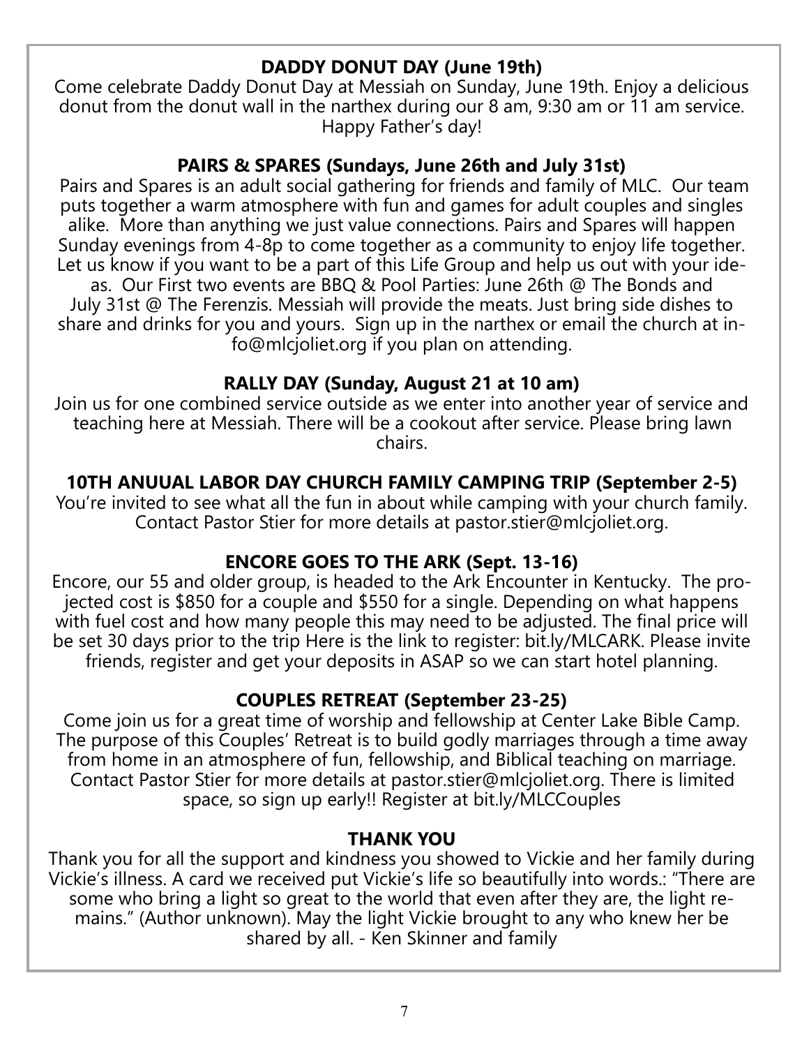## DADDY DONUT DAY (June 19th)

Come celebrate Daddy Donut Day at Messiah on Sunday, June 19th. Enjoy a delicious donut from the donut wall in the narthex during our 8 am, 9:30 am or 11 am service. Happy Father's day!

## PAIRS & SPARES (Sundays, June 26th and July 31st)

Pairs and Spares is an adult social gathering for friends and family of MLC. Our team puts together a warm atmosphere with fun and games for adult couples and singles alike. More than anything we just value connections. Pairs and Spares will happen Sunday evenings from 4-8p to come together as a community to enjoy life together. Let us know if you want to be a part of this Life Group and help us out with your ideas. Our First two events are BBQ & Pool Parties: June 26th @ The Bonds and July 31st @ The Ferenzis. Messiah will provide the meats. Just bring side dishes to share and drinks for you and yours. Sign up in the narthex or email the church at info@mlcjoliet.org if you plan on attending.

## RALLY DAY (Sunday, August 21 at 10 am)

Join us for one combined service outside as we enter into another year of service and teaching here at Messiah. There will be a cookout after service. Please bring lawn chairs.

## 10TH ANUUAL LABOR DAY CHURCH FAMILY CAMPING TRIP (September 2-5)

You're invited to see what all the fun in about while camping with your church family. Contact Pastor Stier for more details at pastor.stier@mlcjoliet.org.

## ENCORE GOES TO THE ARK (Sept. 13-16)

Encore, our 55 and older group, is headed to the Ark Encounter in Kentucky. The projected cost is $850 for a couple and $550 for a single. Depending on what happens with fuel cost and how many people this may need to be adjusted. The final price will be set 30 days prior to the trip Here is the link to register: bit.ly/MLCARK. Please invite friends, register and get your deposits in ASAP so we can start hotel planning.

## COUPLES RETREAT (September 23-25)

Come join us for a great time of worship and fellowship at Center Lake Bible Camp. The purpose of this Couples' Retreat is to build godly marriages through a time away from home in an atmosphere of fun, fellowship, and Biblical teaching on marriage. Contact Pastor Stier for more details at pastor.stier@mlcjoliet.org. There is limited space, so sign up early!! Register at bit.ly/MLCCouples

## THANK YOU

Thank you for all the support and kindness you showed to Vickie and her family during Vickie's illness. A card we received put Vickie's life so beautifully into words.: "There are some who bring a light so great to the world that even after they are, the light remains." (Author unknown). May the light Vickie brought to any who knew her be shared by all. - Ken Skinner and family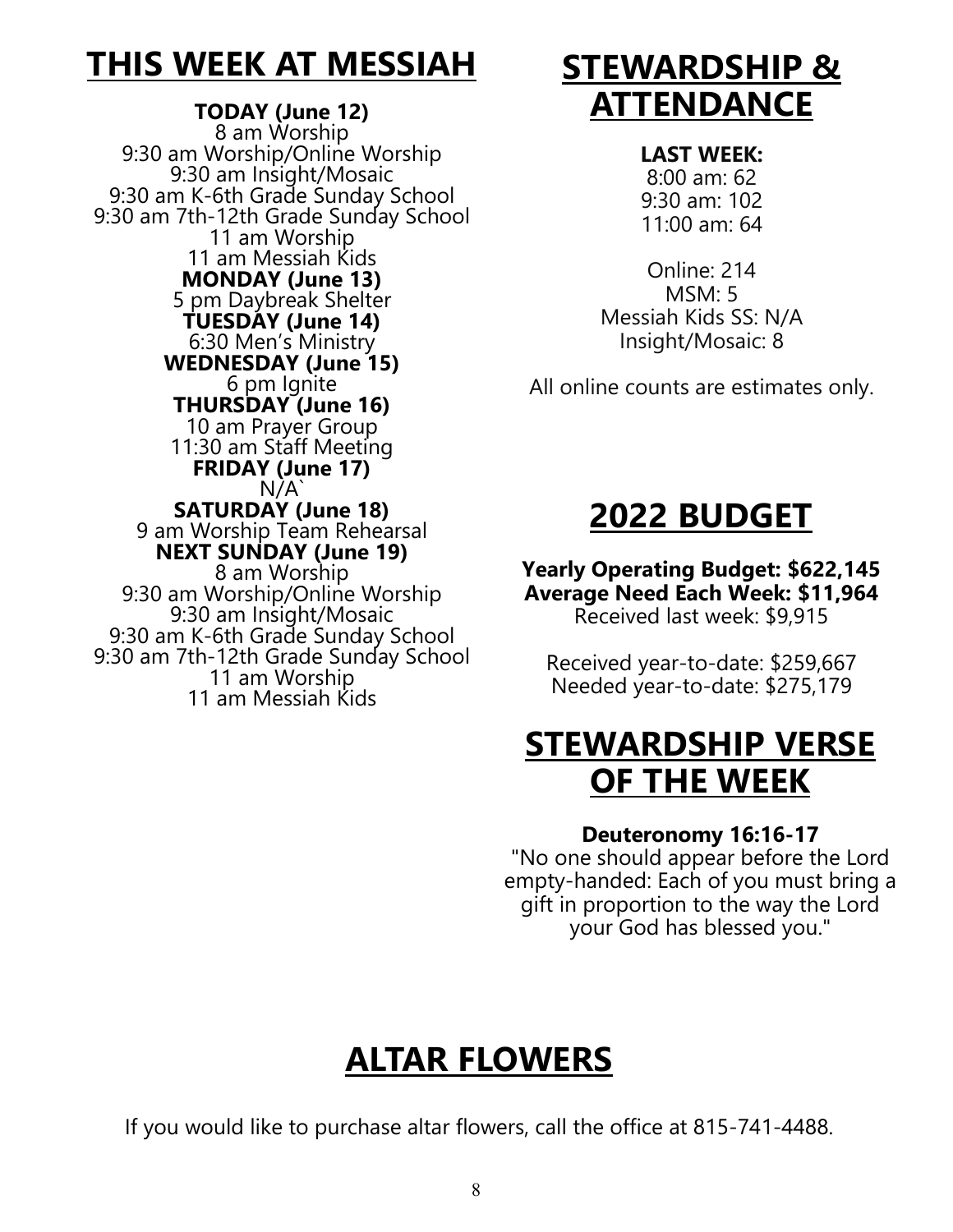# THIS WEEK AT MESSIAH

**TODAY (June 12)**
8 am Worship
9:30 am Worship/Online Worship
9:30 am Insight/Mosaic
9:30 am K-6th Grade Sunday School
9:30 am 7th-12th Grade Sunday School
11 am Worship
11 am Messiah Kids

**MONDAY (June 13)**
5 pm Daybreak Shelter

**TUESDAY (June 14)**
6:30 Men's Ministry

**WEDNESDAY (June 15)**
6 pm Ignite

**THURSDAY (June 16)**
10 am Prayer Group
11:30 am Staff Meeting

**FRIDAY (June 17)**
N/A`

**SATURDAY (June 18)**
9 am Worship Team Rehearsal

**NEXT SUNDAY (June 19)**
8 am Worship
9:30 am Worship/Online Worship
9:30 am Insight/Mosaic
9:30 am K-6th Grade Sunday School
9:30 am 7th-12th Grade Sunday School
11 am Worship
11 am Messiah Kids

# STEWARDSHIP & ATTENDANCE

**LAST WEEK:**
8:00 am: 62
9:30 am: 102
11:00 am: 64

Online: 214
MSM: 5
Messiah Kids SS: N/A
Insight/Mosaic: 8

All online counts are estimates only.

# 2022 BUDGET

**Yearly Operating Budget: $622,145**
**Average Need Each Week: $11,964**
Received last week: $9,915

Received year-to-date: $259,667
Needed year-to-date: $275,179

# STEWARDSHIP VERSE OF THE WEEK

**Deuteronomy 16:16-17**
"No one should appear before the Lord empty-handed: Each of you must bring a gift in proportion to the way the Lord your God has blessed you."

# ALTAR FLOWERS

If you would like to purchase altar flowers, call the office at 815-741-4488.